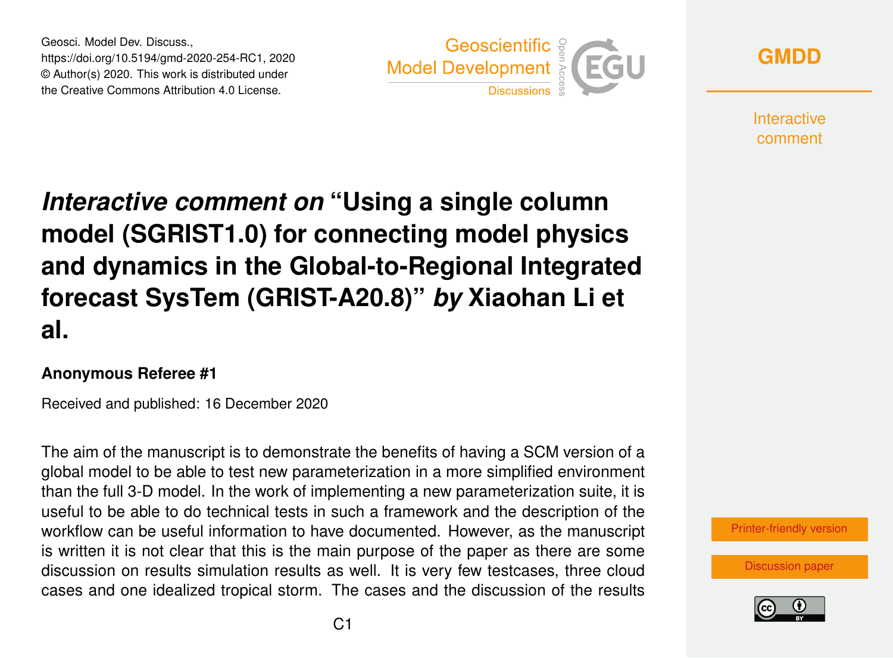Geosci. Model Dev. Discuss.,
https://doi.org/10.5194/gmd-2020-254-RC1, 2020
© Author(s) 2020. This work is distributed under
the Creative Commons Attribution 4.0 License.

# *Interactive comment on* "Using a single column model (SGRIST1.0) for connecting model physics and dynamics in the Global-to-Regional Integrated forecast SysTem (GRIST-A20.8)" *by* Xiaohan Li et al.

**Anonymous Referee #1**

Received and published: 16 December 2020

The aim of the manuscript is to demonstrate the benefits of having a SCM version of a global model to be able to test new parameterization in a more simplified environment than the full 3-D model. In the work of implementing a new parameterization suite, it is useful to be able to do technical tests in such a framework and the description of the workflow can be useful information to have documented. However, as the manuscript is written it is not clear that this is the main purpose of the paper as there are some discussion on results simulation results as well. It is very few testcases, three cloud cases and one idealized tropical storm. The cases and the discussion of the results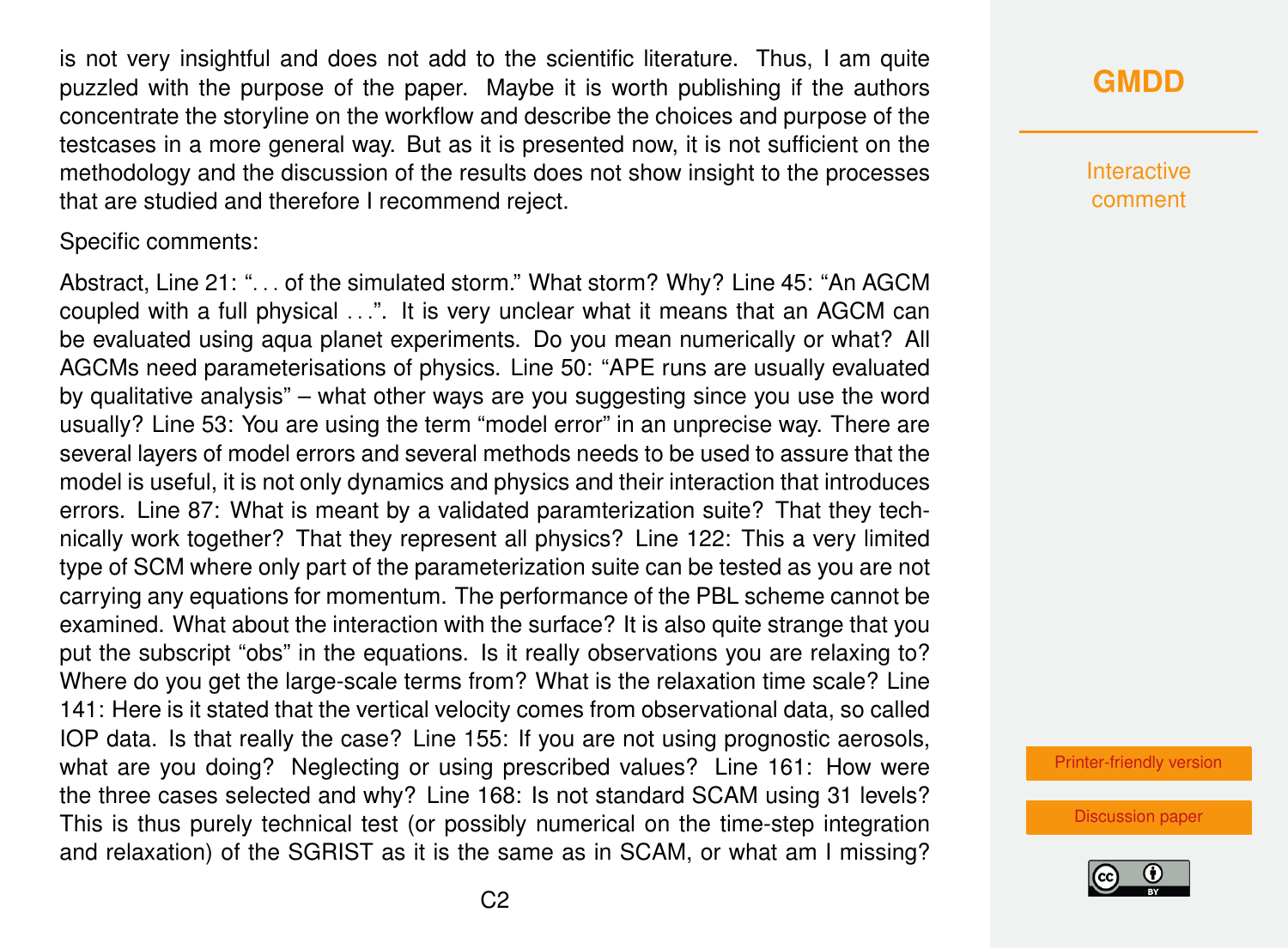is not very insightful and does not add to the scientific literature. Thus, I am quite puzzled with the purpose of the paper. Maybe it is worth publishing if the authors concentrate the storyline on the workflow and describe the choices and purpose of the testcases in a more general way. But as it is presented now, it is not sufficient on the methodology and the discussion of the results does not show insight to the processes that are studied and therefore I recommend reject.

Specific comments:

Abstract, Line 21: ". . . of the simulated storm." What storm? Why? Line 45: "An AGCM coupled with a full physical . . .". It is very unclear what it means that an AGCM can be evaluated using aqua planet experiments. Do you mean numerically or what? All AGCMs need parameterisations of physics. Line 50: "APE runs are usually evaluated by qualitative analysis" – what other ways are you suggesting since you use the word usually? Line 53: You are using the term "model error" in an unprecise way. There are several layers of model errors and several methods needs to be used to assure that the model is useful, it is not only dynamics and physics and their interaction that introduces errors. Line 87: What is meant by a validated paramterization suite? That they technically work together? That they represent all physics? Line 122: This a very limited type of SCM where only part of the parameterization suite can be tested as you are not carrying any equations for momentum. The performance of the PBL scheme cannot be examined. What about the interaction with the surface? It is also quite strange that you put the subscript "obs" in the equations. Is it really observations you are relaxing to? Where do you get the large-scale terms from? What is the relaxation time scale? Line 141: Here is it stated that the vertical velocity comes from observational data, so called IOP data. Is that really the case? Line 155: If you are not using prognostic aerosols, what are you doing? Neglecting or using prescribed values? Line 161: How were the three cases selected and why? Line 168: Is not standard SCAM using 31 levels? This is thus purely technical test (or possibly numerical on the time-step integration and relaxation) of the SGRIST as it is the same as in SCAM, or what am I missing?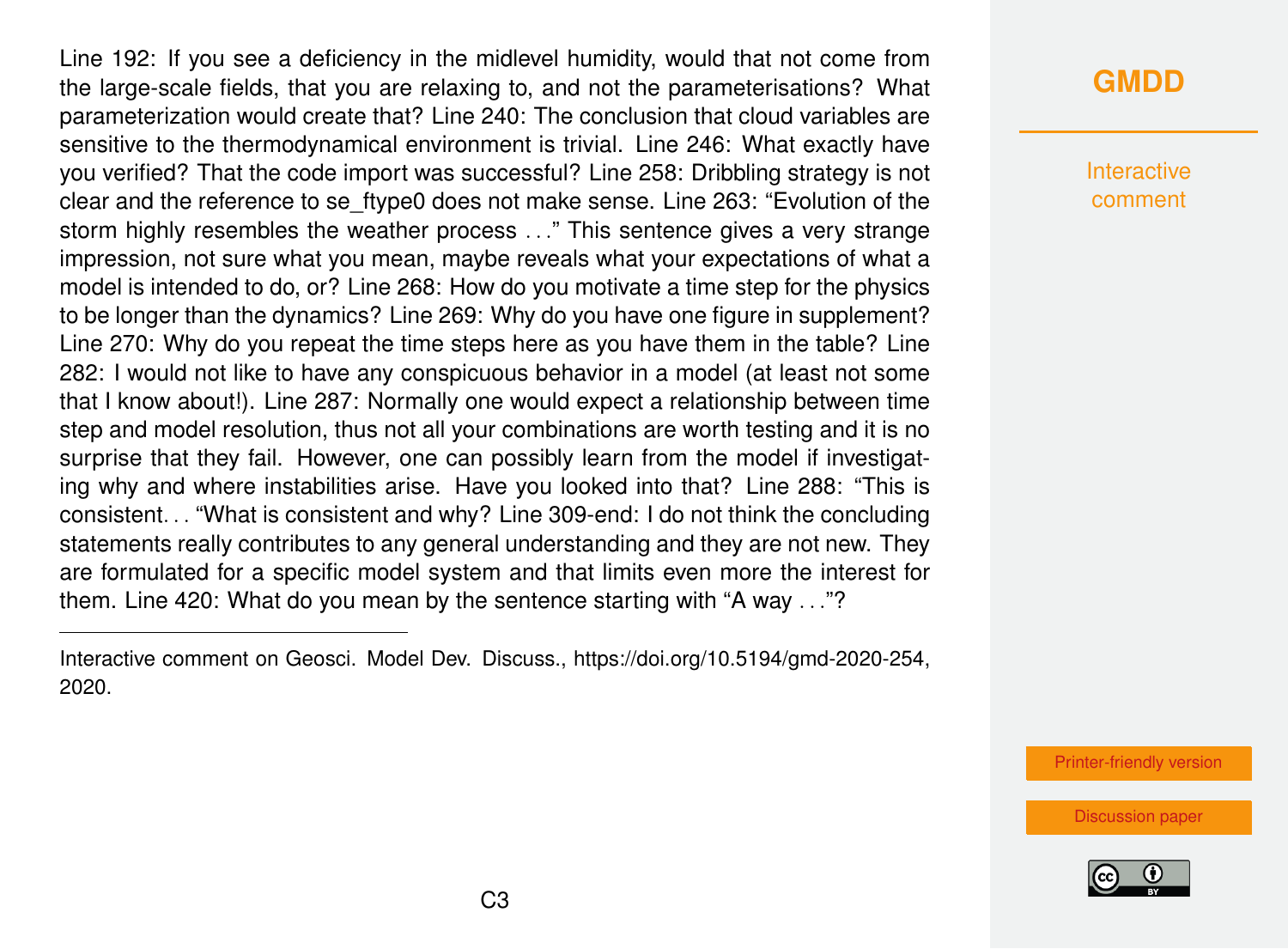Line 192: If you see a deficiency in the midlevel humidity, would that not come from the large-scale fields, that you are relaxing to, and not the parameterisations? What parameterization would create that? Line 240: The conclusion that cloud variables are sensitive to the thermodynamical environment is trivial. Line 246: What exactly have you verified? That the code import was successful? Line 258: Dribbling strategy is not clear and the reference to se_ftype0 does not make sense. Line 263: "Evolution of the storm highly resembles the weather process . . ." This sentence gives a very strange impression, not sure what you mean, maybe reveals what your expectations of what a model is intended to do, or? Line 268: How do you motivate a time step for the physics to be longer than the dynamics? Line 269: Why do you have one figure in supplement? Line 270: Why do you repeat the time steps here as you have them in the table? Line 282: I would not like to have any conspicuous behavior in a model (at least not some that I know about!). Line 287: Normally one would expect a relationship between time step and model resolution, thus not all your combinations are worth testing and it is no surprise that they fail. However, one can possibly learn from the model if investigating why and where instabilities arise. Have you looked into that? Line 288: "This is consistent. . . "What is consistent and why? Line 309-end: I do not think the concluding statements really contributes to any general understanding and they are not new. They are formulated for a specific model system and that limits even more the interest for them. Line 420: What do you mean by the sentence starting with "A way . . ."?

---

Interactive comment on Geosci. Model Dev. Discuss., https://doi.org/10.5194/gmd-2020-254, 2020.